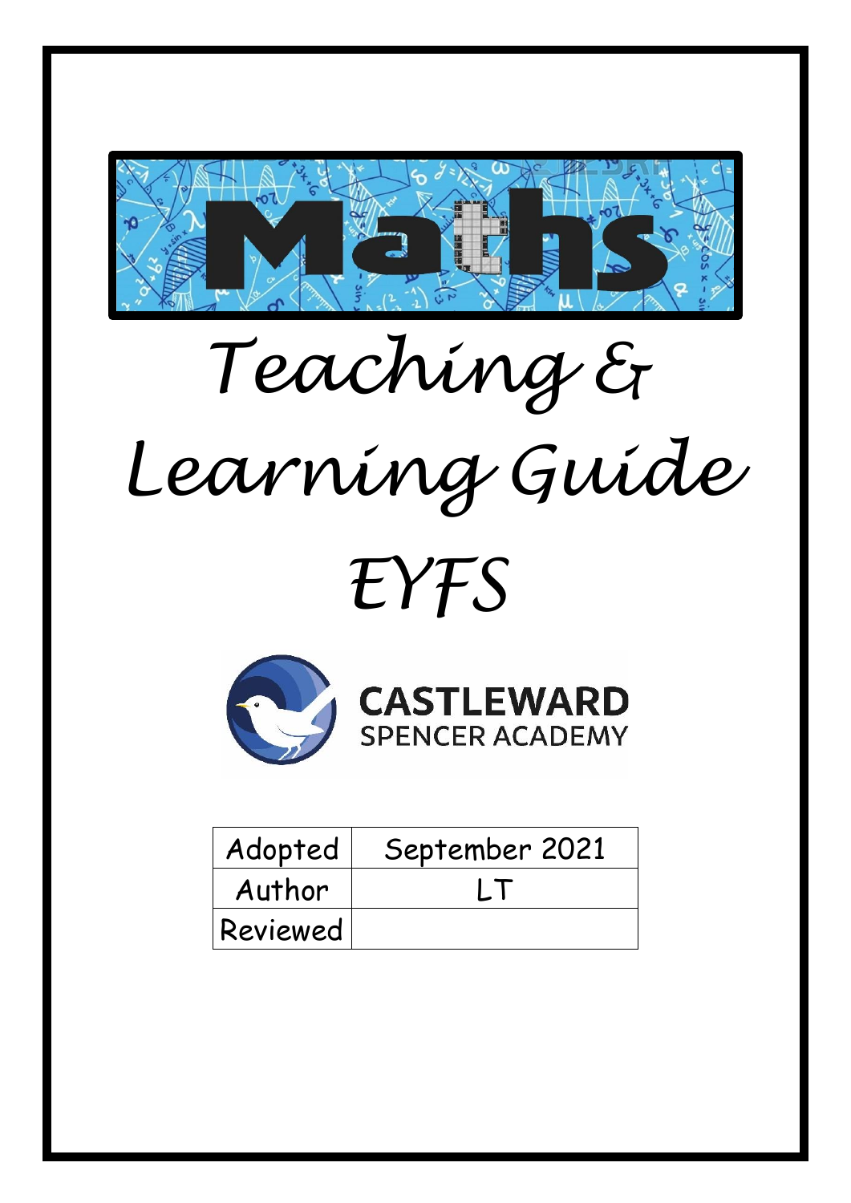# Maths

# Teaching & Learning Guide

# EYFS

CASTLEWARD
SPENCER ACADEMY

| Adopted | September 2021 |
| --- | --- |
| Author | LT |
| Reviewed | |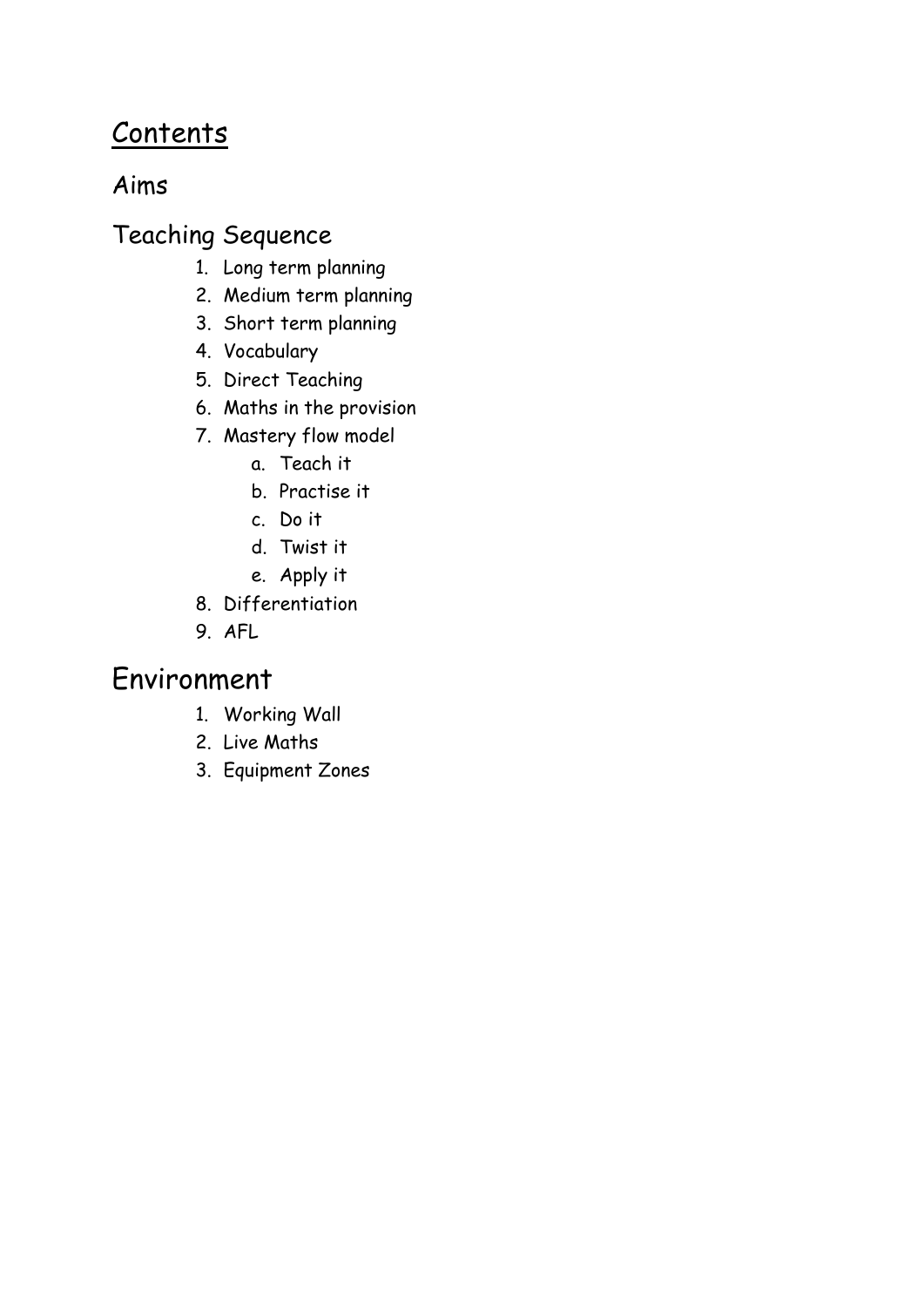# Contents

## Aims

## Teaching Sequence

1. Long term planning
2. Medium term planning
3. Short term planning
4. Vocabulary
5. Direct Teaching
6. Maths in the provision
7. Mastery flow model
    a. Teach it
    b. Practise it
    c. Do it
    d. Twist it
    e. Apply it
8. Differentiation
9. AFL

## Environment

1. Working Wall
2. Live Maths
3. Equipment Zones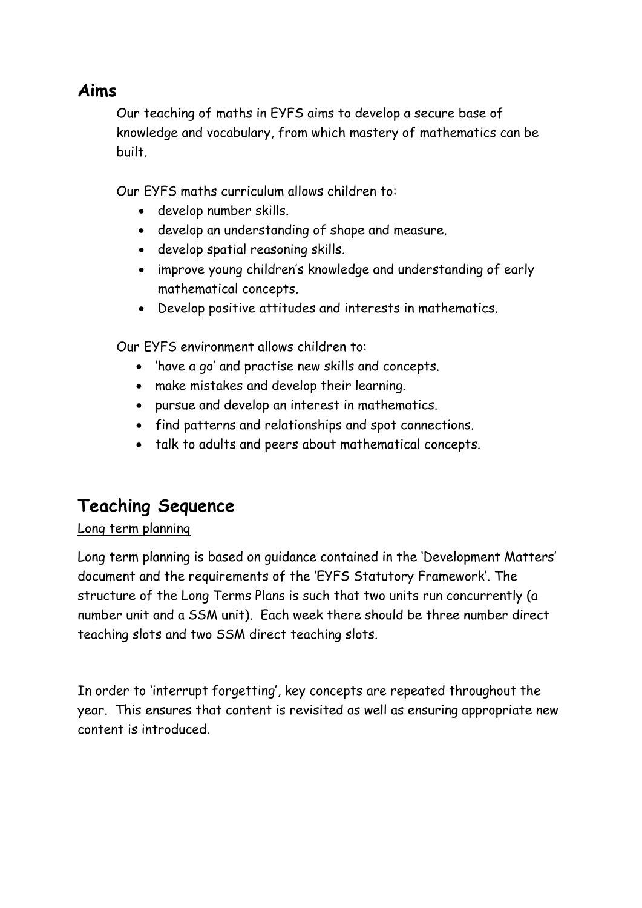## Aims

Our teaching of maths in EYFS aims to develop a secure base of knowledge and vocabulary, from which mastery of mathematics can be built.

Our EYFS maths curriculum allows children to:

- develop number skills.
- develop an understanding of shape and measure.
- develop spatial reasoning skills.
- improve young children's knowledge and understanding of early mathematical concepts.
- Develop positive attitudes and interests in mathematics.

Our EYFS environment allows children to:

- 'have a go' and practise new skills and concepts.
- make mistakes and develop their learning.
- pursue and develop an interest in mathematics.
- find patterns and relationships and spot connections.
- talk to adults and peers about mathematical concepts.

## Teaching Sequence

<u>Long term planning</u>

Long term planning is based on guidance contained in the 'Development Matters' document and the requirements of the 'EYFS Statutory Framework'. The structure of the Long Terms Plans is such that two units run concurrently (a number unit and a SSM unit). Each week there should be three number direct teaching slots and two SSM direct teaching slots.

In order to 'interrupt forgetting', key concepts are repeated throughout the year. This ensures that content is revisited as well as ensuring appropriate new content is introduced.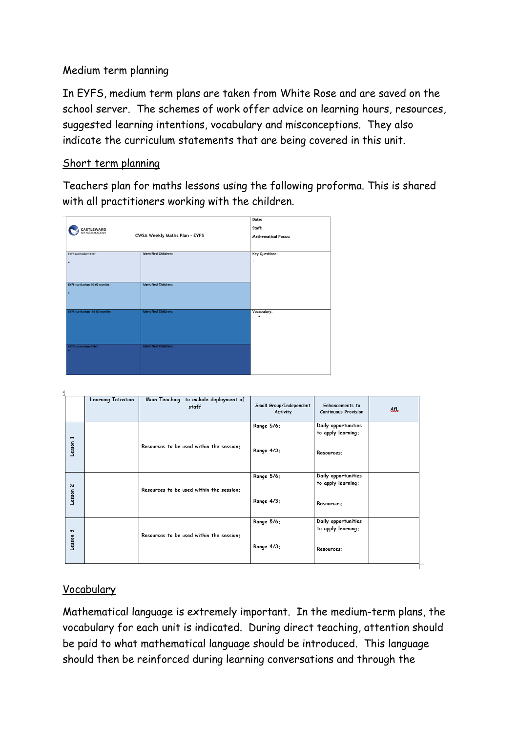## Medium term planning

In EYFS, medium term plans are taken from White Rose and are saved on the school server. The schemes of work offer advice on learning hours, resources, suggested learning intentions, vocabulary and misconceptions. They also indicate the curriculum statements that are being covered in this unit.

## Short term planning

Teachers plan for maths lessons using the following proforma. This is shared with all practitioners working with the children.

| CASTLEWARD SPENCER ACADEMY — CWSA Weekly Maths Plan - EYFS | | Date:<br>Staff:<br>Mathematical Focus: |
|---|---|---|
| EYFS curriculum ELG:<br>• | Identified Children: | Key Questions:<br>• |
| EYFS curriculum 40-60 months:<br>• | Identified Children: | |
| EYFS curriculum- 30-50 months: | Identified Children: | Vocabulary:<br>• |
| EYFS curriculum-SEND<br>• | Identified Children: | |

| | Learning Intention | Main Teaching- to include deployment of staff | Small Group/Independent Activity | Enhancements to Continuous Provision | AfL |
|---|---|---|---|---|---|
| Lesson 1 | | Resources to be used within the session: | Range 5/6:<br><br>Range 4/3: | Daily opportunities to apply learning:<br><br>Resources: | |
| Lesson 2 | | Resources to be used within the session: | Range 5/6:<br><br>Range 4/3: | Daily opportunities to apply learning:<br><br>Resources: | |
| Lesson 3 | | Resources to be used within the session: | Range 5/6:<br><br>Range 4/3: | Daily opportunities to apply learning:<br><br>Resources: | |

## Vocabulary

Mathematical language is extremely important. In the medium-term plans, the vocabulary for each unit is indicated. During direct teaching, attention should be paid to what mathematical language should be introduced. This language should then be reinforced during learning conversations and through the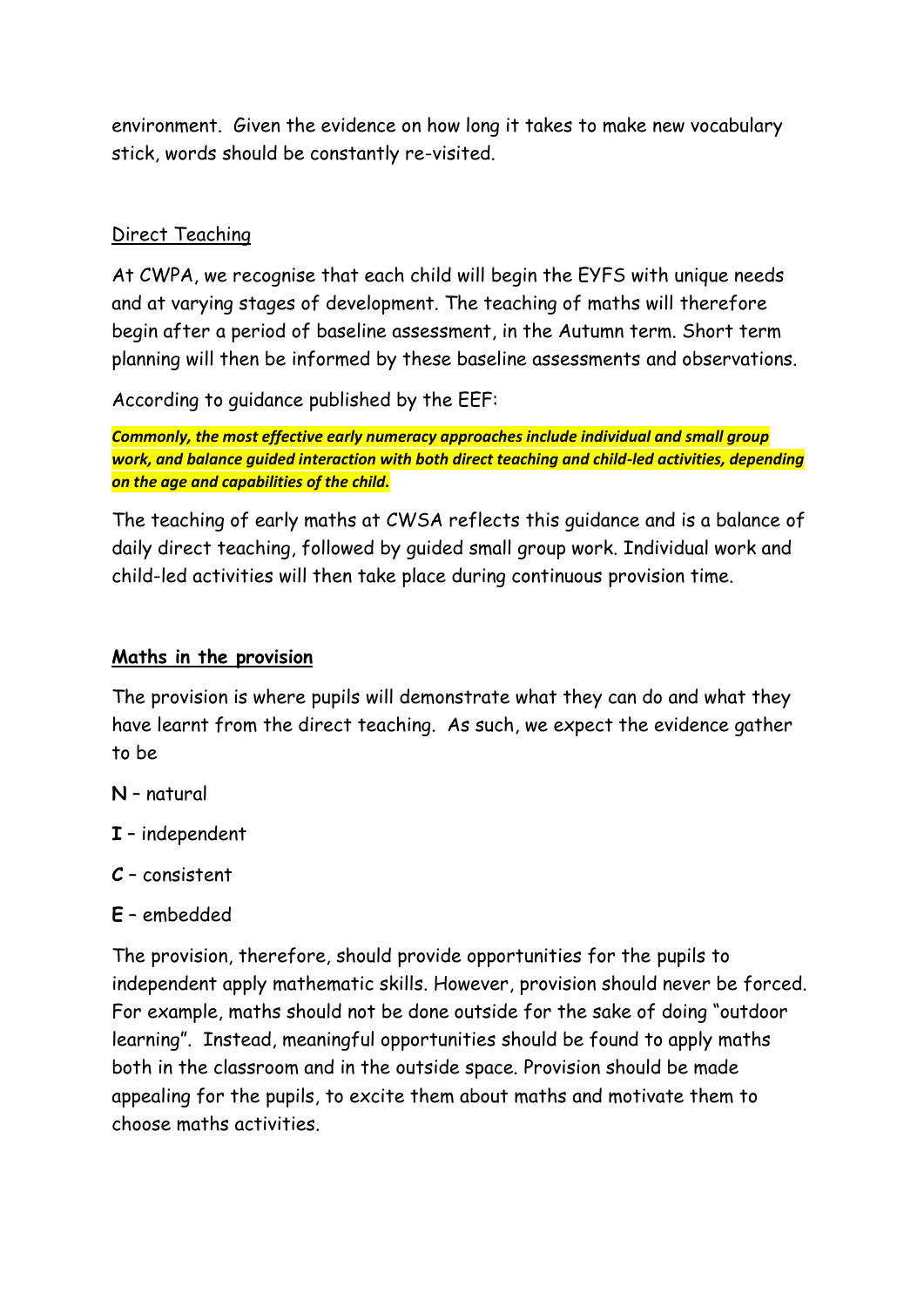environment. Given the evidence on how long it takes to make new vocabulary stick, words should be constantly re-visited.

Direct Teaching

At CWPA, we recognise that each child will begin the EYFS with unique needs and at varying stages of development. The teaching of maths will therefore begin after a period of baseline assessment, in the Autumn term. Short term planning will then be informed by these baseline assessments and observations.

According to guidance published by the EEF:

***Commonly, the most effective early numeracy approaches include individual and small group work, and balance guided interaction with both direct teaching and child-led activities, depending on the age and capabilities of the child.***

The teaching of early maths at CWSA reflects this guidance and is a balance of daily direct teaching, followed by guided small group work. Individual work and child-led activities will then take place during continuous provision time.

## Maths in the provision

The provision is where pupils will demonstrate what they can do and what they have learnt from the direct teaching. As such, we expect the evidence gather to be

**N** – natural

**I** – independent

**C** – consistent

**E** – embedded

The provision, therefore, should provide opportunities for the pupils to independent apply mathematic skills. However, provision should never be forced. For example, maths should not be done outside for the sake of doing "outdoor learning". Instead, meaningful opportunities should be found to apply maths both in the classroom and in the outside space. Provision should be made appealing for the pupils, to excite them about maths and motivate them to choose maths activities.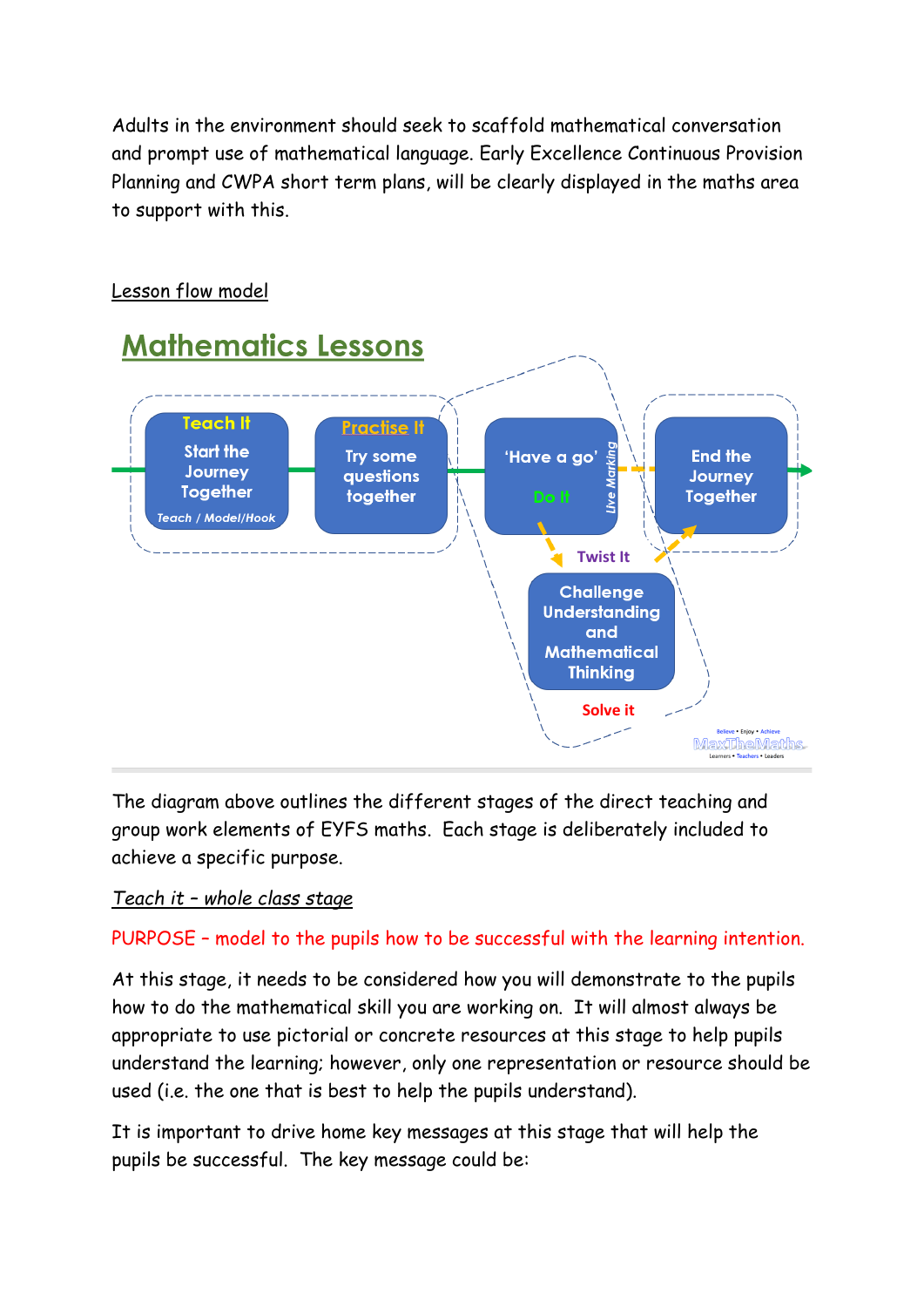Adults in the environment should seek to scaffold mathematical conversation and prompt use of mathematical language. Early Excellence Continuous Provision Planning and CWPA short term plans, will be clearly displayed in the maths area to support with this.

Lesson flow model

## Mathematics Lessons

**Teach It**
Start the Journey Together
*Teach / Model/Hook*

**Practise It**
Try some questions together

'Have a go'
**Do It**
*Live Marking*

**Twist It**
Challenge Understanding and Mathematical Thinking
**Solve it**

End the Journey Together

The diagram above outlines the different stages of the direct teaching and group work elements of EYFS maths. Each stage is deliberately included to achieve a specific purpose.

*Teach it – whole class stage*

PURPOSE – model to the pupils how to be successful with the learning intention.

At this stage, it needs to be considered how you will demonstrate to the pupils how to do the mathematical skill you are working on. It will almost always be appropriate to use pictorial or concrete resources at this stage to help pupils understand the learning; however, only one representation or resource should be used (i.e. the one that is best to help the pupils understand).

It is important to drive home key messages at this stage that will help the pupils be successful. The key message could be: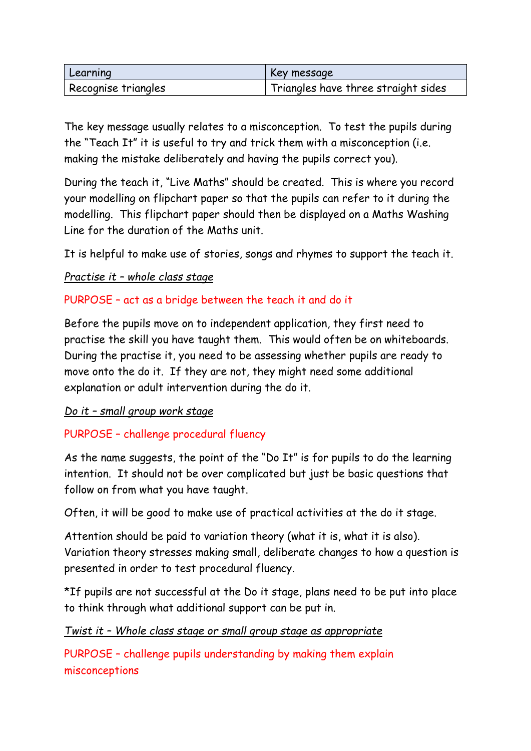| Learning | Key message |
| --- | --- |
| Recognise triangles | Triangles have three straight sides |

The key message usually relates to a misconception. To test the pupils during the "Teach It" it is useful to try and trick them with a misconception (i.e. making the mistake deliberately and having the pupils correct you).

During the teach it, "Live Maths" should be created. This is where you record your modelling on flipchart paper so that the pupils can refer to it during the modelling. This flipchart paper should then be displayed on a Maths Washing Line for the duration of the Maths unit.

It is helpful to make use of stories, songs and rhymes to support the teach it.

*Practise it – whole class stage*

PURPOSE – act as a bridge between the teach it and do it

Before the pupils move on to independent application, they first need to practise the skill you have taught them. This would often be on whiteboards. During the practise it, you need to be assessing whether pupils are ready to move onto the do it. If they are not, they might need some additional explanation or adult intervention during the do it.

*Do it – small group work stage*

PURPOSE – challenge procedural fluency

As the name suggests, the point of the "Do It" is for pupils to do the learning intention. It should not be over complicated but just be basic questions that follow on from what you have taught.

Often, it will be good to make use of practical activities at the do it stage.

Attention should be paid to variation theory (what it is, what it is also). Variation theory stresses making small, deliberate changes to how a question is presented in order to test procedural fluency.

*If pupils are not successful at the Do it stage, plans need to be put into place to think through what additional support can be put in.

*Twist it – Whole class stage or small group stage as appropriate*

PURPOSE – challenge pupils understanding by making them explain misconceptions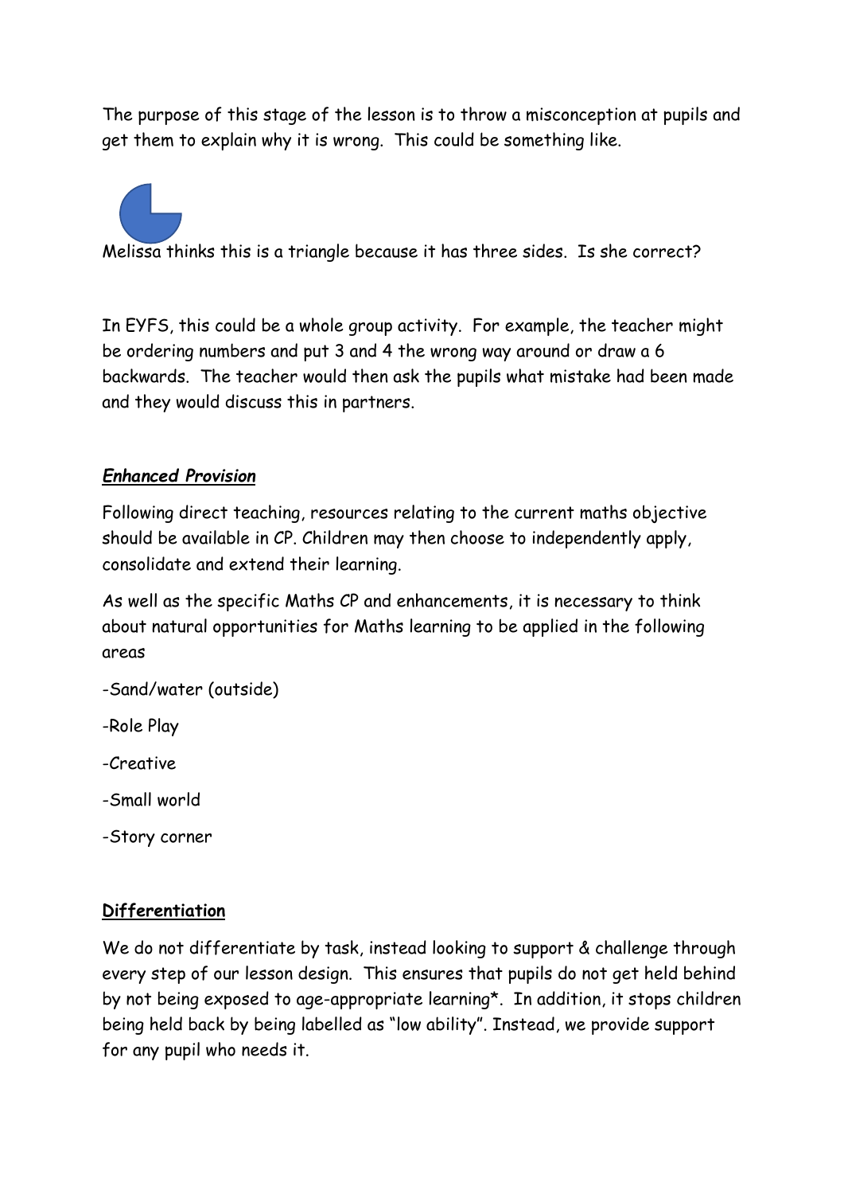The purpose of this stage of the lesson is to throw a misconception at pupils and get them to explain why it is wrong. This could be something like.

Melissa thinks this is a triangle because it has three sides. Is she correct?

In EYFS, this could be a whole group activity. For example, the teacher might be ordering numbers and put 3 and 4 the wrong way around or draw a 6 backwards. The teacher would then ask the pupils what mistake had been made and they would discuss this in partners.

## ***Enhanced Provision***

Following direct teaching, resources relating to the current maths objective should be available in CP. Children may then choose to independently apply, consolidate and extend their learning.

As well as the specific Maths CP and enhancements, it is necessary to think about natural opportunities for Maths learning to be applied in the following areas

- Sand/water (outside)
- Role Play
- Creative
- Small world
- Story corner

## **Differentiation**

We do not differentiate by task, instead looking to support & challenge through every step of our lesson design. This ensures that pupils do not get held behind by not being exposed to age-appropriate learning*. In addition, it stops children being held back by being labelled as "low ability". Instead, we provide support for any pupil who needs it.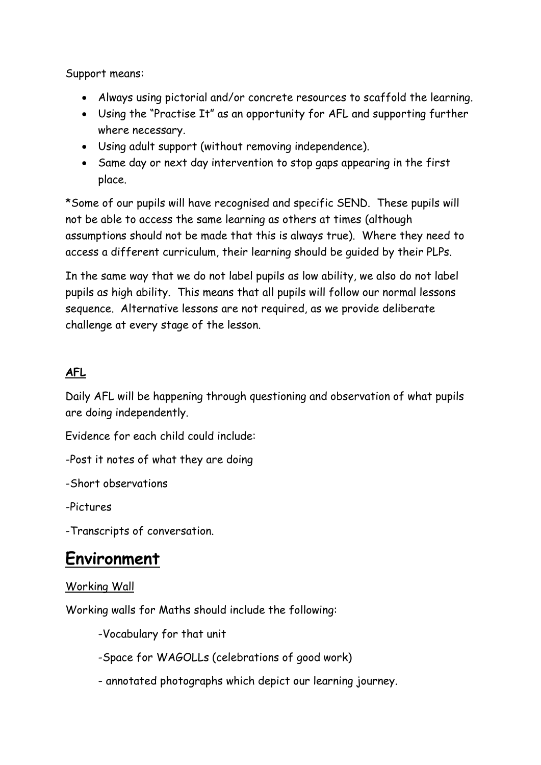Support means:

- Always using pictorial and/or concrete resources to scaffold the learning.
- Using the "Practise It" as an opportunity for AFL and supporting further where necessary.
- Using adult support (without removing independence).
- Same day or next day intervention to stop gaps appearing in the first place.

*Some of our pupils will have recognised and specific SEND. These pupils will not be able to access the same learning as others at times (although assumptions should not be made that this is always true). Where they need to access a different curriculum, their learning should be guided by their PLPs.

In the same way that we do not label pupils as low ability, we also do not label pupils as high ability. This means that all pupils will follow our normal lessons sequence. Alternative lessons are not required, as we provide deliberate challenge at every stage of the lesson.

**AFL**

Daily AFL will be happening through questioning and observation of what pupils are doing independently.

Evidence for each child could include:

-Post it notes of what they are doing

-Short observations

-Pictures

-Transcripts of conversation.

# Environment

Working Wall

Working walls for Maths should include the following:

-Vocabulary for that unit

-Space for WAGOLLs (celebrations of good work)

- annotated photographs which depict our learning journey.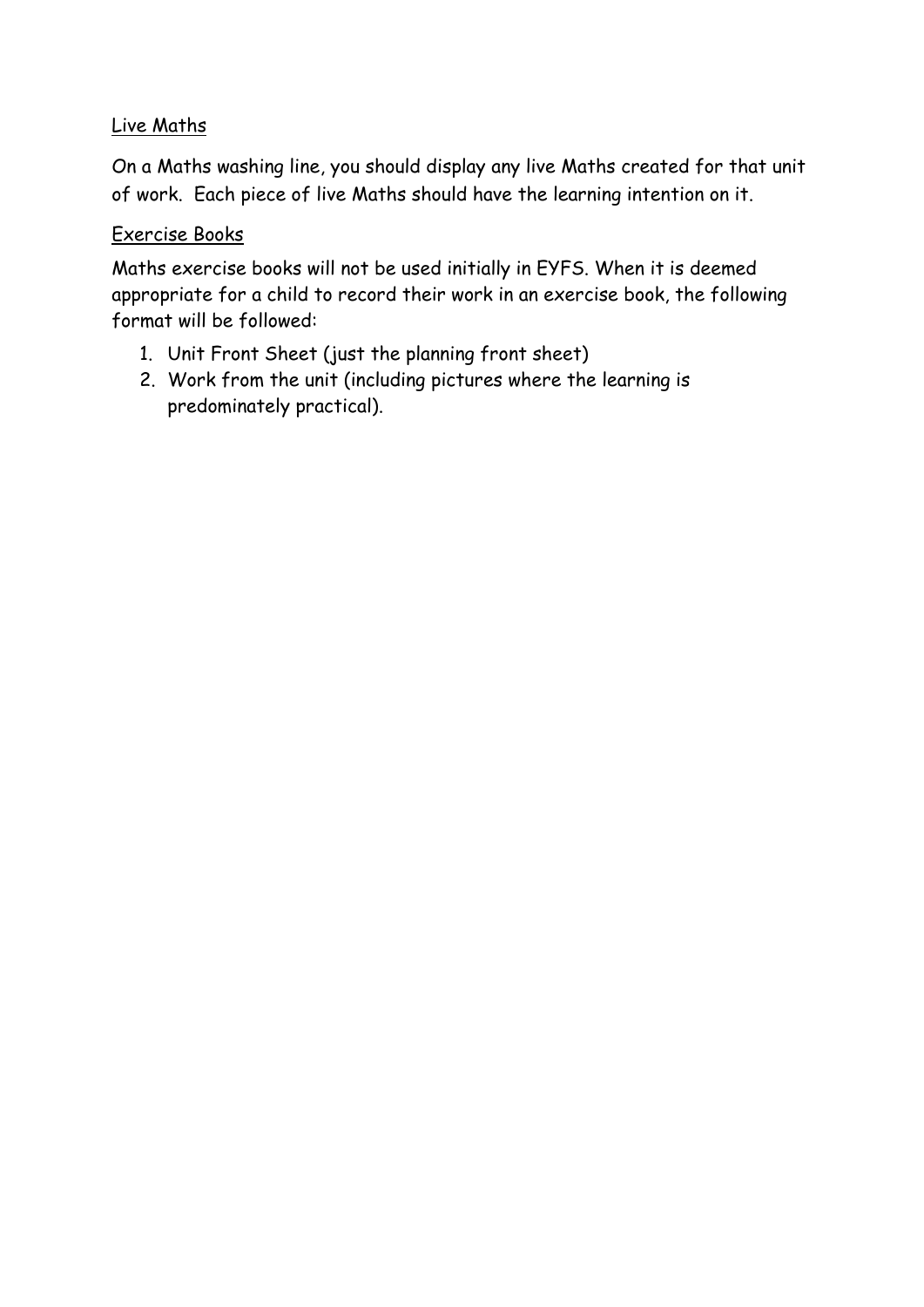## Live Maths

On a Maths washing line, you should display any live Maths created for that unit of work. Each piece of live Maths should have the learning intention on it.

## Exercise Books

Maths exercise books will not be used initially in EYFS. When it is deemed appropriate for a child to record their work in an exercise book, the following format will be followed:

1. Unit Front Sheet (just the planning front sheet)
2. Work from the unit (including pictures where the learning is predominately practical).